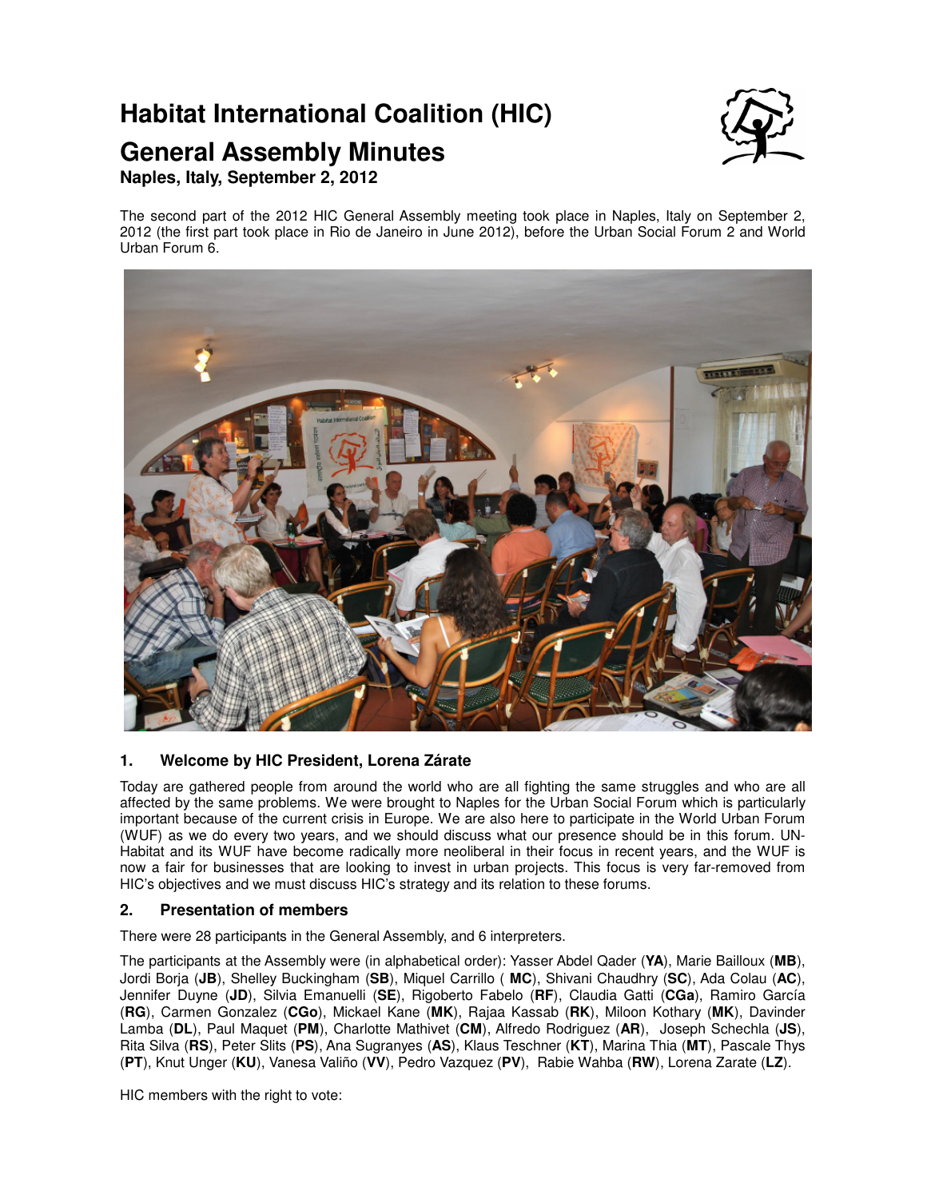# Habitat International Coalition (HIC)

# General Assembly Minutes

**Naples, Italy, September 2, 2012**

The second part of the 2012 HIC General Assembly meeting took place in Naples, Italy on September 2, 2012 (the first part took place in Rio de Janeiro in June 2012), before the Urban Social Forum 2 and World Urban Forum 6.

## 1. Welcome by HIC President, Lorena Zárate

Today are gathered people from around the world who are all fighting the same struggles and who are all affected by the same problems. We were brought to Naples for the Urban Social Forum which is particularly important because of the current crisis in Europe. We are also here to participate in the World Urban Forum (WUF) as we do every two years, and we should discuss what our presence should be in this forum. UN-Habitat and its WUF have become radically more neoliberal in their focus in recent years, and the WUF is now a fair for businesses that are looking to invest in urban projects. This focus is very far-removed from HIC's objectives and we must discuss HIC's strategy and its relation to these forums.

## 2. Presentation of members

There were 28 participants in the General Assembly, and 6 interpreters.

The participants at the Assembly were (in alphabetical order): Yasser Abdel Qader (**YA**), Marie Bailloux (**MB**), Jordi Borja (**JB**), Shelley Buckingham (**SB**), Miquel Carrillo ( **MC**), Shivani Chaudhry (**SC**), Ada Colau (**AC**), Jennifer Duyne (**JD**), Silvia Emanuelli (**SE**), Rigoberto Fabelo (**RF**), Claudia Gatti (**CGa**), Ramiro García (**RG**), Carmen Gonzalez (**CGo**), Mickael Kane (**MK**), Rajaa Kassab (**RK**), Miloon Kothary (**MK**), Davinder Lamba (**DL**), Paul Maquet (**PM**), Charlotte Mathivet (**CM**), Alfredo Rodriguez (**AR**), Joseph Schechla (**JS**), Rita Silva (**RS**), Peter Slits (**PS**), Ana Sugranyes (**AS**), Klaus Teschner (**KT**), Marina Thia (**MT**), Pascale Thys (**PT**), Knut Unger (**KU**), Vanesa Valiño (**VV**), Pedro Vazquez (**PV**), Rabie Wahba (**RW**), Lorena Zarate (**LZ**).

HIC members with the right to vote: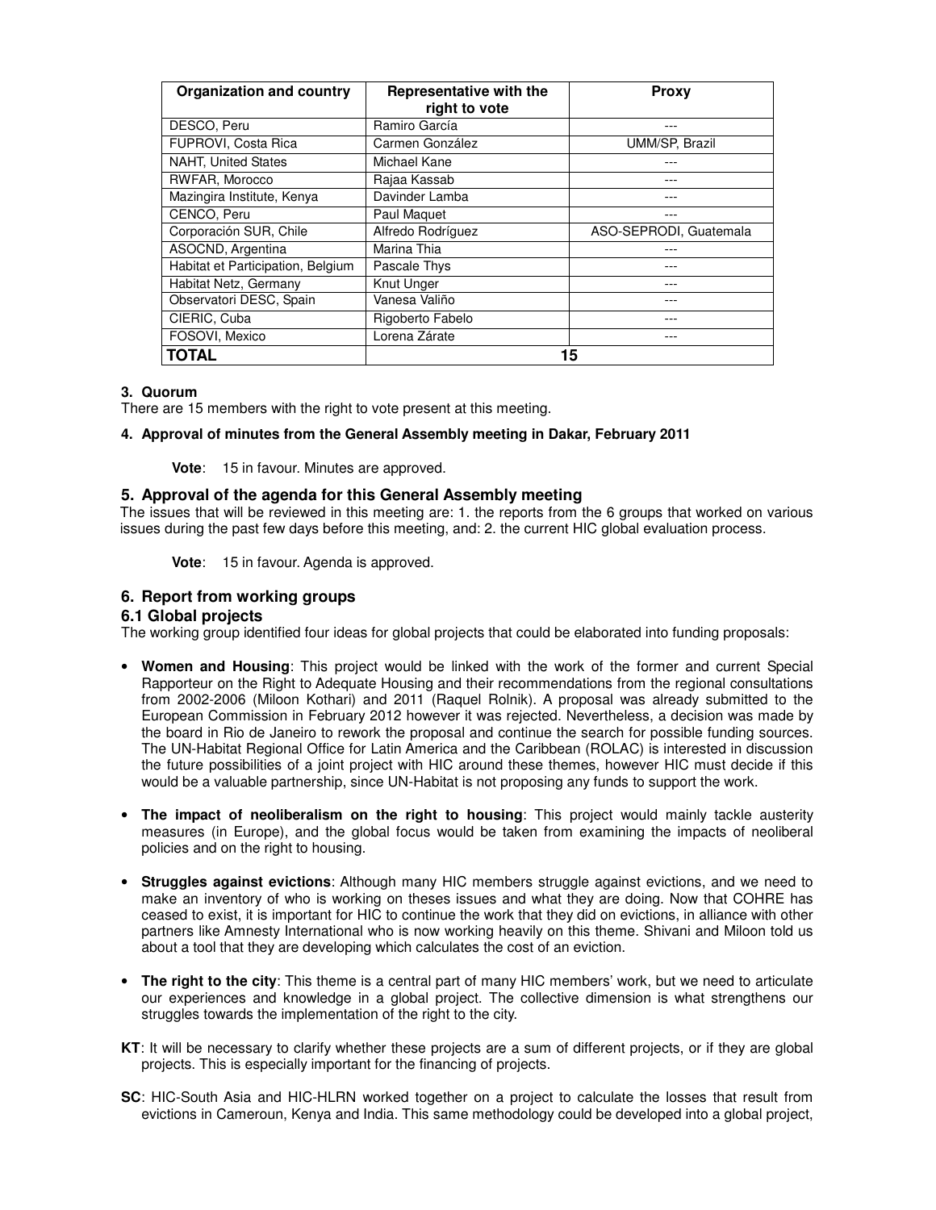| Organization and country | Representative with the right to vote | Proxy |
|---|---|---|
| DESCO, Peru | Ramiro García | --- |
| FUPROVI, Costa Rica | Carmen González | UMM/SP, Brazil |
| NAHT, United States | Michael Kane | --- |
| RWFAR, Morocco | Rajaa Kassab | --- |
| Mazingira Institute, Kenya | Davinder Lamba | --- |
| CENCO, Peru | Paul Maquet | --- |
| Corporación SUR, Chile | Alfredo Rodríguez | ASO-SEPRODI, Guatemala |
| ASOCND, Argentina | Marina Thia | --- |
| Habitat et Participation, Belgium | Pascale Thys | --- |
| Habitat Netz, Germany | Knut Unger | --- |
| Observatori DESC, Spain | Vanesa Valiño | --- |
| CIERIC, Cuba | Rigoberto Fabelo | --- |
| FOSOVI, Mexico | Lorena Zárate | --- |
| **TOTAL** | **15** | |

**3. Quorum**

There are 15 members with the right to vote present at this meeting.

**4. Approval of minutes from the General Assembly meeting in Dakar, February 2011**

**Vote**: 15 in favour. Minutes are approved.

## 5. Approval of the agenda for this General Assembly meeting

The issues that will be reviewed in this meeting are: 1. the reports from the 6 groups that worked on various issues during the past few days before this meeting, and: 2. the current HIC global evaluation process.

**Vote**: 15 in favour. Agenda is approved.

## 6. Report from working groups

### 6.1 Global projects

The working group identified four ideas for global projects that could be elaborated into funding proposals:

- **Women and Housing**: This project would be linked with the work of the former and current Special Rapporteur on the Right to Adequate Housing and their recommendations from the regional consultations from 2002-2006 (Miloon Kothari) and 2011 (Raquel Rolnik). A proposal was already submitted to the European Commission in February 2012 however it was rejected. Nevertheless, a decision was made by the board in Rio de Janeiro to rework the proposal and continue the search for possible funding sources. The UN-Habitat Regional Office for Latin America and the Caribbean (ROLAC) is interested in discussion the future possibilities of a joint project with HIC around these themes, however HIC must decide if this would be a valuable partnership, since UN-Habitat is not proposing any funds to support the work.

- **The impact of neoliberalism on the right to housing**: This project would mainly tackle austerity measures (in Europe), and the global focus would be taken from examining the impacts of neoliberal policies and on the right to housing.

- **Struggles against evictions**: Although many HIC members struggle against evictions, and we need to make an inventory of who is working on theses issues and what they are doing. Now that COHRE has ceased to exist, it is important for HIC to continue the work that they did on evictions, in alliance with other partners like Amnesty International who is now working heavily on this theme. Shivani and Miloon told us about a tool that they are developing which calculates the cost of an eviction.

- **The right to the city**: This theme is a central part of many HIC members' work, but we need to articulate our experiences and knowledge in a global project. The collective dimension is what strengthens our struggles towards the implementation of the right to the city.

**KT**: It will be necessary to clarify whether these projects are a sum of different projects, or if they are global projects. This is especially important for the financing of projects.

**SC**: HIC-South Asia and HIC-HLRN worked together on a project to calculate the losses that result from evictions in Cameroun, Kenya and India. This same methodology could be developed into a global project,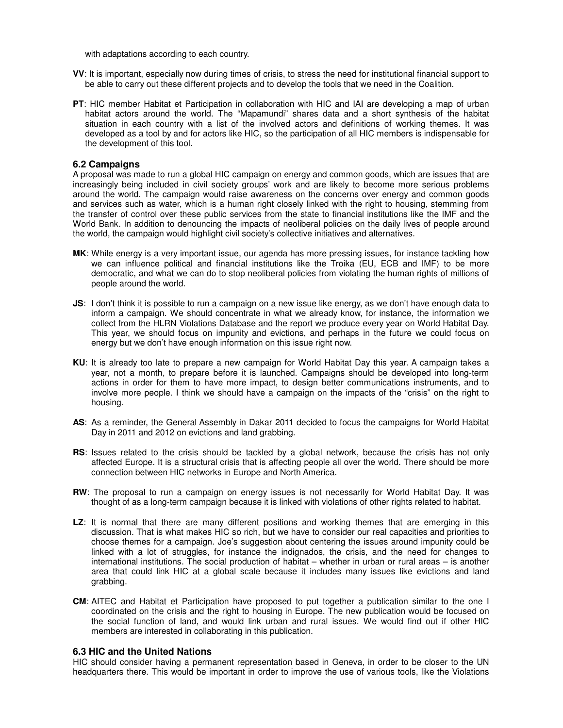with adaptations according to each country.

**VV**: It is important, especially now during times of crisis, to stress the need for institutional financial support to be able to carry out these different projects and to develop the tools that we need in the Coalition.

**PT**: HIC member Habitat et Participation in collaboration with HIC and IAI are developing a map of urban habitat actors around the world. The "Mapamundi" shares data and a short synthesis of the habitat situation in each country with a list of the involved actors and definitions of working themes. It was developed as a tool by and for actors like HIC, so the participation of all HIC members is indispensable for the development of this tool.

### 6.2 Campaigns

A proposal was made to run a global HIC campaign on energy and common goods, which are issues that are increasingly being included in civil society groups' work and are likely to become more serious problems around the world. The campaign would raise awareness on the concerns over energy and common goods and services such as water, which is a human right closely linked with the right to housing, stemming from the transfer of control over these public services from the state to financial institutions like the IMF and the World Bank. In addition to denouncing the impacts of neoliberal policies on the daily lives of people around the world, the campaign would highlight civil society's collective initiatives and alternatives.

**MK**: While energy is a very important issue, our agenda has more pressing issues, for instance tackling how we can influence political and financial institutions like the Troika (EU, ECB and IMF) to be more democratic, and what we can do to stop neoliberal policies from violating the human rights of millions of people around the world.

**JS**: I don't think it is possible to run a campaign on a new issue like energy, as we don't have enough data to inform a campaign. We should concentrate in what we already know, for instance, the information we collect from the HLRN Violations Database and the report we produce every year on World Habitat Day. This year, we should focus on impunity and evictions, and perhaps in the future we could focus on energy but we don't have enough information on this issue right now.

**KU**: It is already too late to prepare a new campaign for World Habitat Day this year. A campaign takes a year, not a month, to prepare before it is launched. Campaigns should be developed into long-term actions in order for them to have more impact, to design better communications instruments, and to involve more people. I think we should have a campaign on the impacts of the "crisis" on the right to housing.

**AS**: As a reminder, the General Assembly in Dakar 2011 decided to focus the campaigns for World Habitat Day in 2011 and 2012 on evictions and land grabbing.

**RS**: Issues related to the crisis should be tackled by a global network, because the crisis has not only affected Europe. It is a structural crisis that is affecting people all over the world. There should be more connection between HIC networks in Europe and North America.

**RW**: The proposal to run a campaign on energy issues is not necessarily for World Habitat Day. It was thought of as a long-term campaign because it is linked with violations of other rights related to habitat.

**LZ**: It is normal that there are many different positions and working themes that are emerging in this discussion. That is what makes HIC so rich, but we have to consider our real capacities and priorities to choose themes for a campaign. Joe's suggestion about centering the issues around impunity could be linked with a lot of struggles, for instance the indignados, the crisis, and the need for changes to international institutions. The social production of habitat – whether in urban or rural areas – is another area that could link HIC at a global scale because it includes many issues like evictions and land grabbing.

**CM**: AITEC and Habitat et Participation have proposed to put together a publication similar to the one I coordinated on the crisis and the right to housing in Europe. The new publication would be focused on the social function of land, and would link urban and rural issues. We would find out if other HIC members are interested in collaborating in this publication.

### 6.3 HIC and the United Nations

HIC should consider having a permanent representation based in Geneva, in order to be closer to the UN headquarters there. This would be important in order to improve the use of various tools, like the Violations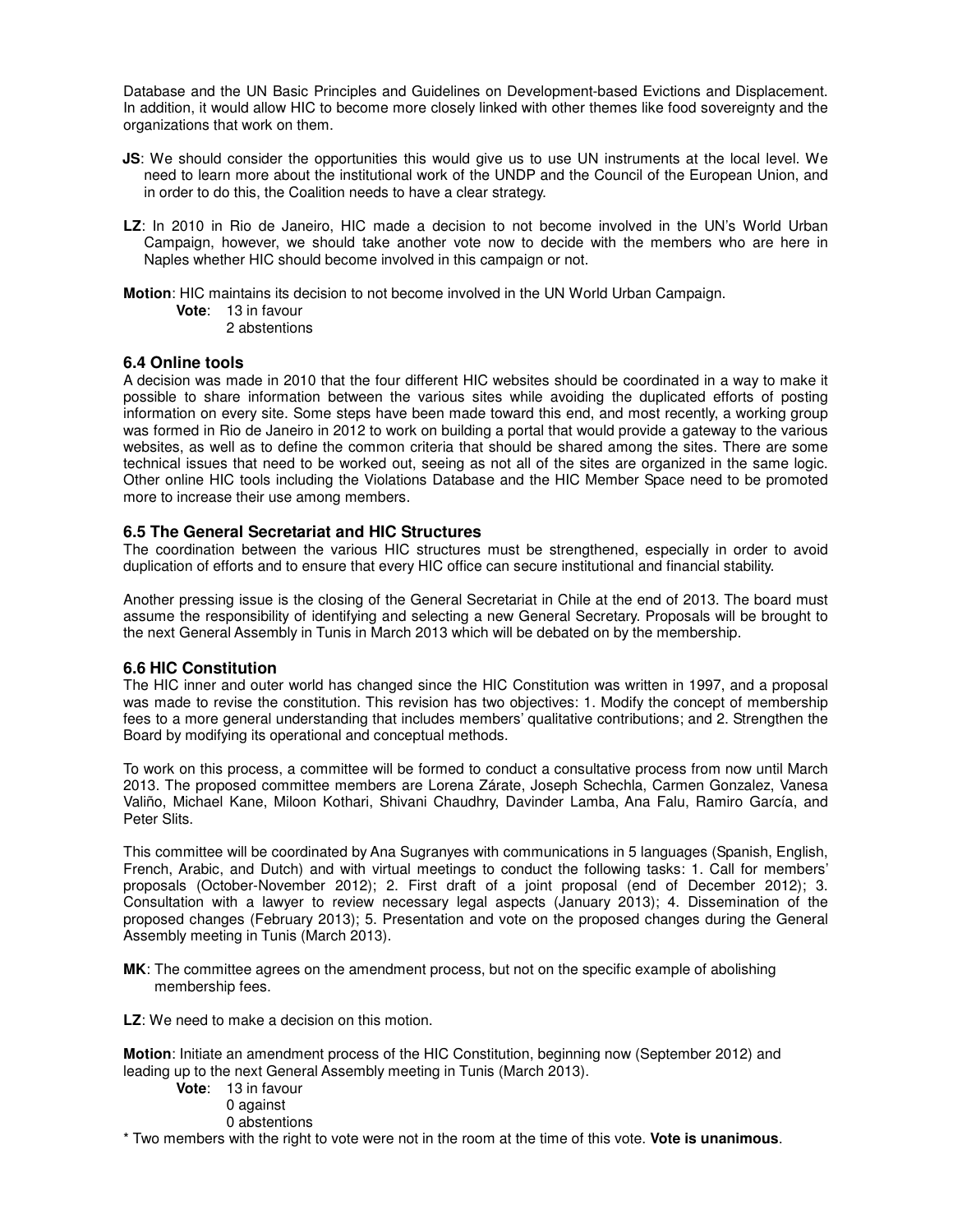Database and the UN Basic Principles and Guidelines on Development-based Evictions and Displacement. In addition, it would allow HIC to become more closely linked with other themes like food sovereignty and the organizations that work on them.

**JS**: We should consider the opportunities this would give us to use UN instruments at the local level. We need to learn more about the institutional work of the UNDP and the Council of the European Union, and in order to do this, the Coalition needs to have a clear strategy.

**LZ**: In 2010 in Rio de Janeiro, HIC made a decision to not become involved in the UN's World Urban Campaign, however, we should take another vote now to decide with the members who are here in Naples whether HIC should become involved in this campaign or not.

**Motion**: HIC maintains its decision to not become involved in the UN World Urban Campaign.

**Vote**: 13 in favour
2 abstentions

### 6.4 Online tools

A decision was made in 2010 that the four different HIC websites should be coordinated in a way to make it possible to share information between the various sites while avoiding the duplicated efforts of posting information on every site. Some steps have been made toward this end, and most recently, a working group was formed in Rio de Janeiro in 2012 to work on building a portal that would provide a gateway to the various websites, as well as to define the common criteria that should be shared among the sites. There are some technical issues that need to be worked out, seeing as not all of the sites are organized in the same logic. Other online HIC tools including the Violations Database and the HIC Member Space need to be promoted more to increase their use among members.

### 6.5 The General Secretariat and HIC Structures

The coordination between the various HIC structures must be strengthened, especially in order to avoid duplication of efforts and to ensure that every HIC office can secure institutional and financial stability.

Another pressing issue is the closing of the General Secretariat in Chile at the end of 2013. The board must assume the responsibility of identifying and selecting a new General Secretary. Proposals will be brought to the next General Assembly in Tunis in March 2013 which will be debated on by the membership.

### 6.6 HIC Constitution

The HIC inner and outer world has changed since the HIC Constitution was written in 1997, and a proposal was made to revise the constitution. This revision has two objectives: 1. Modify the concept of membership fees to a more general understanding that includes members' qualitative contributions; and 2. Strengthen the Board by modifying its operational and conceptual methods.

To work on this process, a committee will be formed to conduct a consultative process from now until March 2013. The proposed committee members are Lorena Zárate, Joseph Schechla, Carmen Gonzalez, Vanesa Valiño, Michael Kane, Miloon Kothari, Shivani Chaudhry, Davinder Lamba, Ana Falu, Ramiro García, and Peter Slits.

This committee will be coordinated by Ana Sugranyes with communications in 5 languages (Spanish, English, French, Arabic, and Dutch) and with virtual meetings to conduct the following tasks: 1. Call for members' proposals (October-November 2012); 2. First draft of a joint proposal (end of December 2012); 3. Consultation with a lawyer to review necessary legal aspects (January 2013); 4. Dissemination of the proposed changes (February 2013); 5. Presentation and vote on the proposed changes during the General Assembly meeting in Tunis (March 2013).

**MK**: The committee agrees on the amendment process, but not on the specific example of abolishing membership fees.

**LZ**: We need to make a decision on this motion.

**Motion**: Initiate an amendment process of the HIC Constitution, beginning now (September 2012) and leading up to the next General Assembly meeting in Tunis (March 2013).

**Vote**: 13 in favour
0 against
0 abstentions

* Two members with the right to vote were not in the room at the time of this vote. **Vote is unanimous**.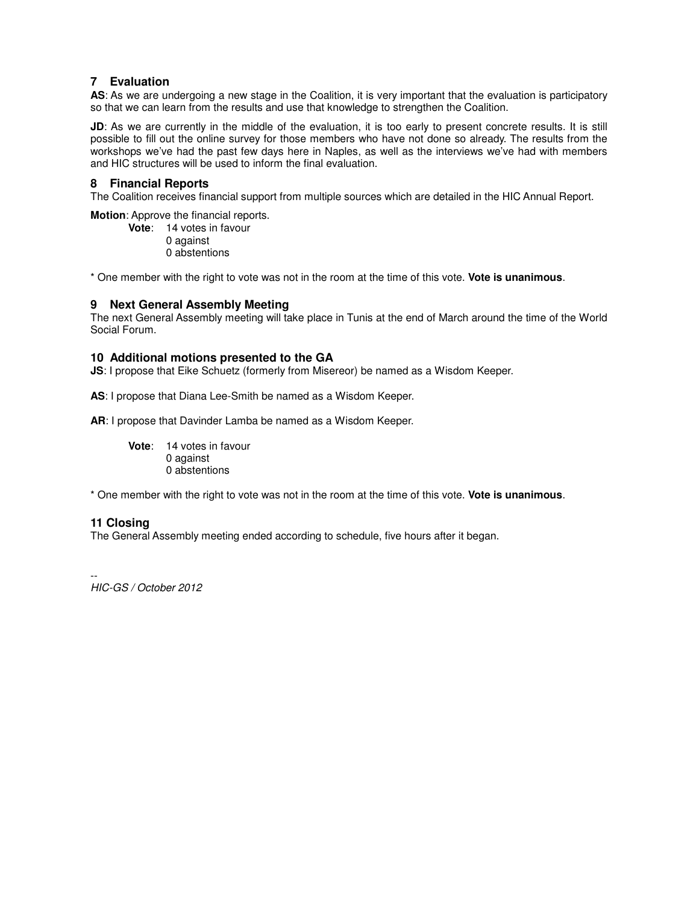## 7 Evaluation

**AS**: As we are undergoing a new stage in the Coalition, it is very important that the evaluation is participatory so that we can learn from the results and use that knowledge to strengthen the Coalition.

**JD**: As we are currently in the middle of the evaluation, it is too early to present concrete results. It is still possible to fill out the online survey for those members who have not done so already. The results from the workshops we've had the past few days here in Naples, as well as the interviews we've had with members and HIC structures will be used to inform the final evaluation.

## 8 Financial Reports

The Coalition receives financial support from multiple sources which are detailed in the HIC Annual Report.

**Motion**: Approve the financial reports.

**Vote**: 14 votes in favour
0 against
0 abstentions

* One member with the right to vote was not in the room at the time of this vote. **Vote is unanimous**.

## 9 Next General Assembly Meeting

The next General Assembly meeting will take place in Tunis at the end of March around the time of the World Social Forum.

## 10 Additional motions presented to the GA

**JS**: I propose that Eike Schuetz (formerly from Misereor) be named as a Wisdom Keeper.

**AS**: I propose that Diana Lee-Smith be named as a Wisdom Keeper.

**AR**: I propose that Davinder Lamba be named as a Wisdom Keeper.

**Vote**: 14 votes in favour
0 against
0 abstentions

* One member with the right to vote was not in the room at the time of this vote. **Vote is unanimous**.

## 11 Closing

The General Assembly meeting ended according to schedule, five hours after it began.

--
*HIC-GS / October 2012*